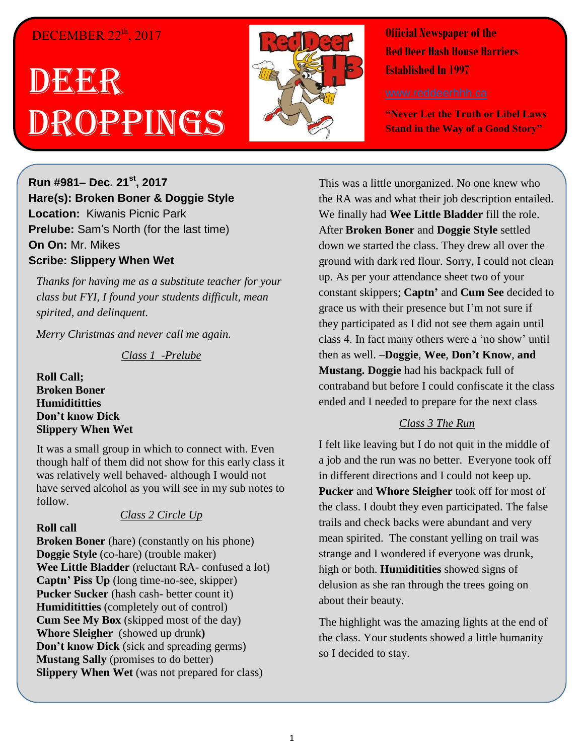DECEMBER 22th, 2017

# DEER DROPPINGS

**Official Newspaper of the Red Deer Hash House Harriers Established In 1997**

www.reddeerhhh.ca

**"Never Let the Truth or Libel Laws Stand in the Way of a Good Story"**

**Run #981– Dec. 21st, 2017**
**Hare(s): Broken Boner & Doggie Style**
**Location:** Kiwanis Picnic Park
**Prelube:** Sam's North (for the last time)
**On On:** Mr. Mikes
**Scribe: Slippery When Wet**

*Thanks for having me as a substitute teacher for your class but FYI, I found your students difficult, mean spirited, and delinquent.*

*Merry Christmas and never call me again.*

*Class 1 -Prelube*

**Roll Call;**
**Broken Boner**
**Humidititties**
**Don't know Dick**
**Slippery When Wet**

It was a small group in which to connect with. Even though half of them did not show for this early class it was relatively well behaved- although I would not have served alcohol as you will see in my sub notes to follow.

*Class 2 Circle Up*

**Roll call**
**Broken Boner** (hare) (constantly on his phone)
**Doggie Style** (co-hare) (trouble maker)
**Wee Little Bladder** (reluctant RA- confused a lot)
**Captn' Piss Up** (long time-no-see, skipper)
**Pucker Sucker** (hash cash- better count it)
**Humidititties** (completely out of control)
**Cum See My Box** (skipped most of the day)
**Whore Sleigher** (showed up drunk**)**
**Don't know Dick** (sick and spreading germs)
**Mustang Sally** (promises to do better)
**Slippery When Wet** (was not prepared for class)

This was a little unorganized. No one knew who the RA was and what their job description entailed. We finally had **Wee Little Bladder** fill the role. After **Broken Boner** and **Doggie Style** settled down we started the class. They drew all over the ground with dark red flour. Sorry, I could not clean up. As per your attendance sheet two of your constant skippers; **Captn'** and **Cum See** decided to grace us with their presence but I'm not sure if they participated as I did not see them again until class 4. In fact many others were a 'no show' until then as well. –**Doggie**, **Wee**, **Don't Know**, **and Mustang. Doggie** had his backpack full of contraband but before I could confiscate it the class ended and I needed to prepare for the next class

*Class 3 The Run*

I felt like leaving but I do not quit in the middle of a job and the run was no better. Everyone took off in different directions and I could not keep up. **Pucker** and **Whore Sleigher** took off for most of the class. I doubt they even participated. The false trails and check backs were abundant and very mean spirited. The constant yelling on trail was strange and I wondered if everyone was drunk, high or both. **Humiditities** showed signs of delusion as she ran through the trees going on about their beauty.

The highlight was the amazing lights at the end of the class. Your students showed a little humanity so I decided to stay.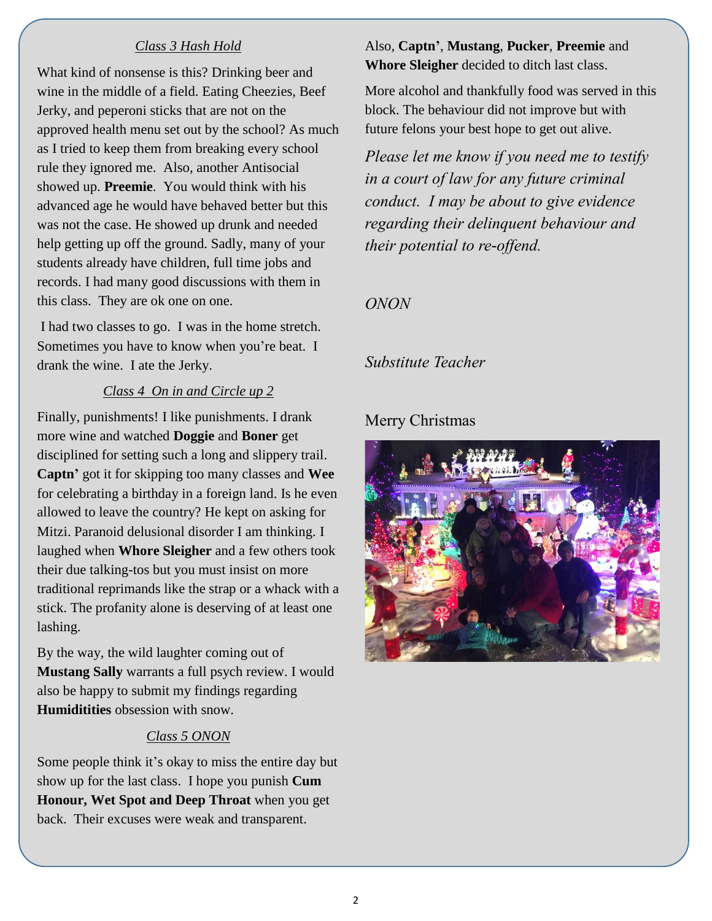*Class 3 Hash Hold*

What kind of nonsense is this? Drinking beer and wine in the middle of a field. Eating Cheezies, Beef Jerky, and peperoni sticks that are not on the approved health menu set out by the school? As much as I tried to keep them from breaking every school rule they ignored me. Also, another Antisocial showed up. **Preemie**. You would think with his advanced age he would have behaved better but this was not the case. He showed up drunk and needed help getting up off the ground. Sadly, many of your students already have children, full time jobs and records. I had many good discussions with them in this class. They are ok one on one.

I had two classes to go. I was in the home stretch. Sometimes you have to know when you're beat. I drank the wine. I ate the Jerky.

*Class 4 On in and Circle up 2*

Finally, punishments! I like punishments. I drank more wine and watched **Doggie** and **Boner** get disciplined for setting such a long and slippery trail. **Captn'** got it for skipping too many classes and **Wee** for celebrating a birthday in a foreign land. Is he even allowed to leave the country? He kept on asking for Mitzi. Paranoid delusional disorder I am thinking. I laughed when **Whore Sleigher** and a few others took their due talking-tos but you must insist on more traditional reprimands like the strap or a whack with a stick. The profanity alone is deserving of at least one lashing.

By the way, the wild laughter coming out of **Mustang Sally** warrants a full psych review. I would also be happy to submit my findings regarding **Humidititties** obsession with snow.

*Class 5 ONON*

Some people think it's okay to miss the entire day but show up for the last class. I hope you punish **Cum Honour, Wet Spot and Deep Throat** when you get back. Their excuses were weak and transparent.

Also, **Captn'**, **Mustang**, **Pucker**, **Preemie** and **Whore Sleigher** decided to ditch last class.

More alcohol and thankfully food was served in this block. The behaviour did not improve but with future felons your best hope to get out alive.

*Please let me know if you need me to testify in a court of law for any future criminal conduct. I may be about to give evidence regarding their delinquent behaviour and their potential to re-offend.*

*ONON*

*Substitute Teacher*

Merry Christmas